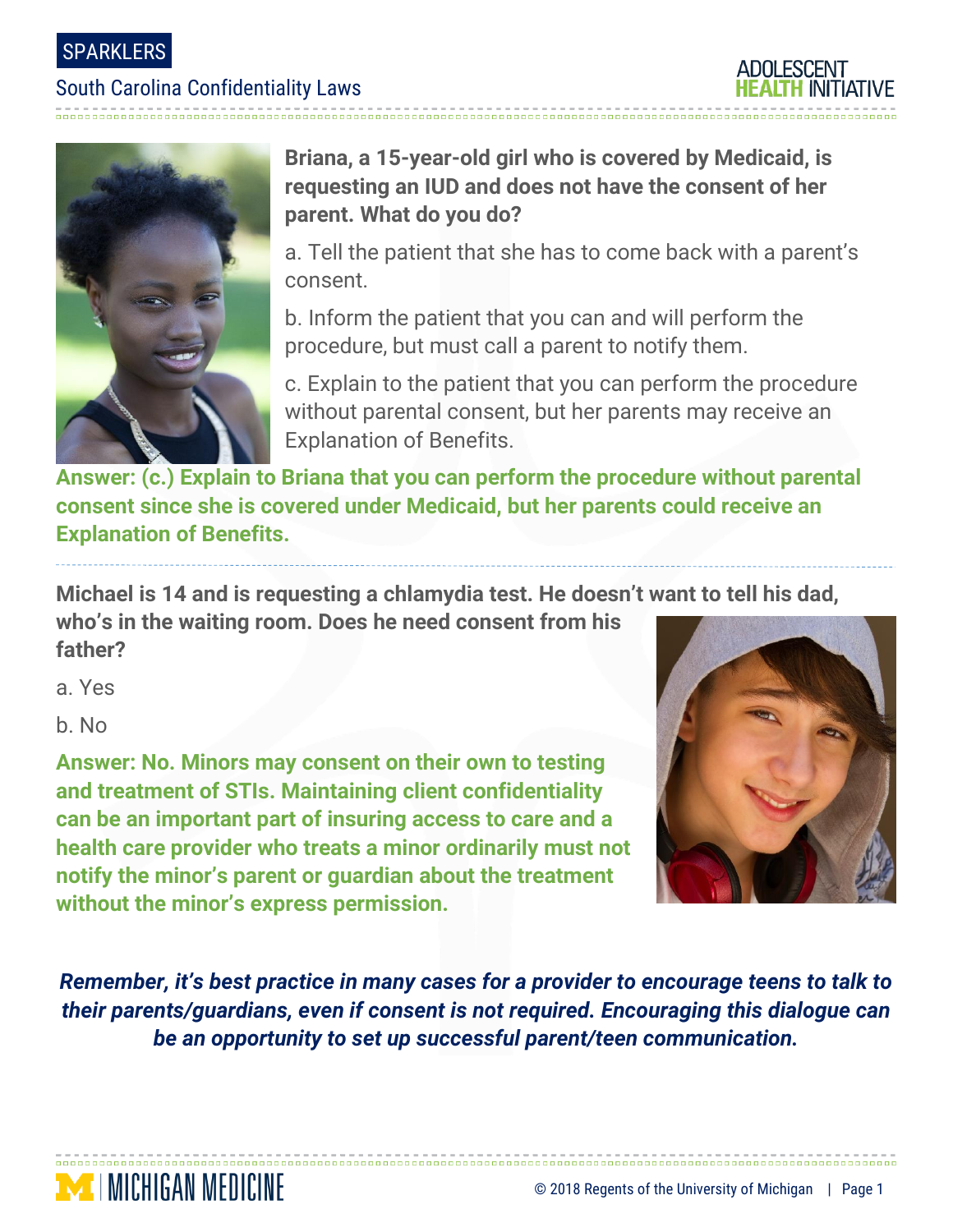SPARKLERS

# South Carolina Confidentiality Laws

ADOLESCENT HEALTH INITIATIVE

**Briana, a 15-year-old girl who is covered by Medicaid, is requesting an IUD and does not have the consent of her parent. What do you do?**

a. Tell the patient that she has to come back with a parent's consent.

b. Inform the patient that you can and will perform the procedure, but must call a parent to notify them.

c. Explain to the patient that you can perform the procedure without parental consent, but her parents may receive an Explanation of Benefits.

**Answer: (c.) Explain to Briana that you can perform the procedure without parental consent since she is covered under Medicaid, but her parents could receive an Explanation of Benefits.**

---

**Michael is 14 and is requesting a chlamydia test. He doesn't want to tell his dad, who's in the waiting room. Does he need consent from his father?**

a. Yes

b. No

**Answer: No. Minors may consent on their own to testing and treatment of STIs. Maintaining client confidentiality can be an important part of insuring access to care and a health care provider who treats a minor ordinarily must not notify the minor's parent or guardian about the treatment without the minor's express permission.**

***Remember, it's best practice in many cases for a provider to encourage teens to talk to their parents/guardians, even if consent is not required. Encouraging this dialogue can be an opportunity to set up successful parent/teen communication.***

MICHIGAN MEDICINE

© 2018 Regents of the University of Michigan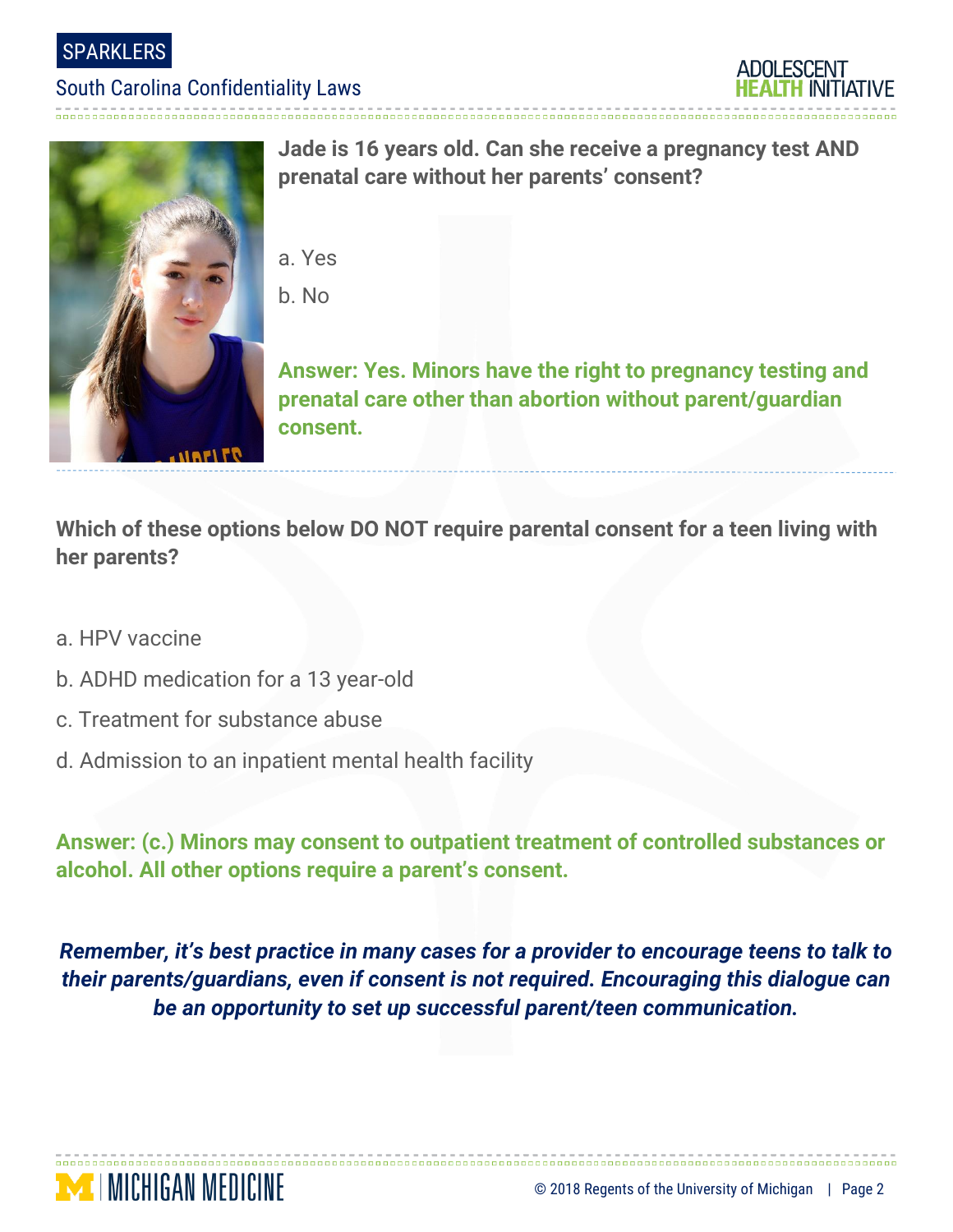**Jade is 16 years old. Can she receive a pregnancy test AND prenatal care without her parents' consent?**

a. Yes

b. No

**Answer: Yes. Minors have the right to pregnancy testing and prenatal care other than abortion without parent/guardian consent.**

**Which of these options below DO NOT require parental consent for a teen living with her parents?**

a. HPV vaccine

b. ADHD medication for a 13 year-old

c. Treatment for substance abuse

d. Admission to an inpatient mental health facility

**Answer: (c.) Minors may consent to outpatient treatment of controlled substances or alcohol. All other options require a parent's consent.**

***Remember, it's best practice in many cases for a provider to encourage teens to talk to their parents/guardians, even if consent is not required. Encouraging this dialogue can be an opportunity to set up successful parent/teen communication.***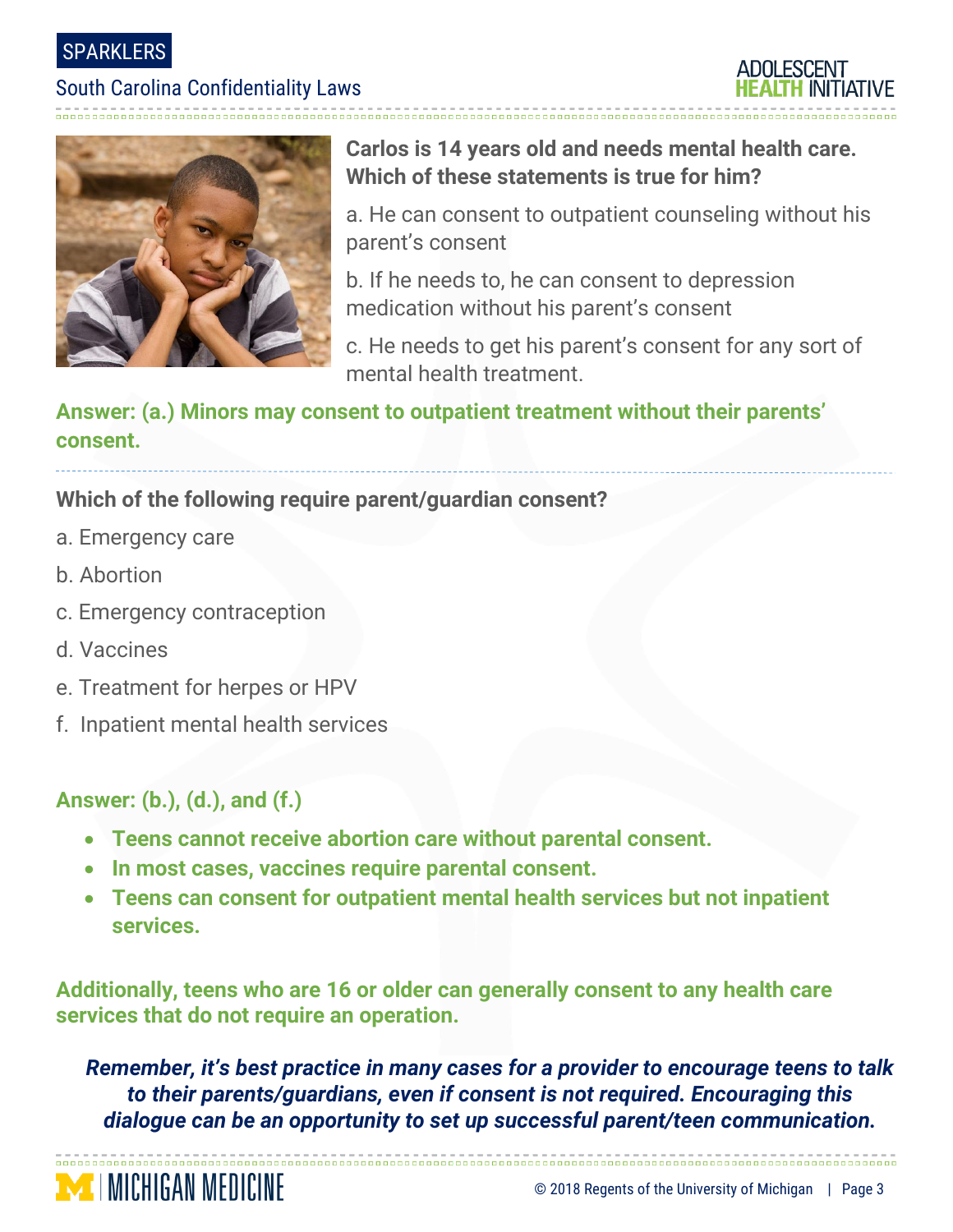**Carlos is 14 years old and needs mental health care. Which of these statements is true for him?**

a. He can consent to outpatient counseling without his parent's consent

b. If he needs to, he can consent to depression medication without his parent's consent

c. He needs to get his parent's consent for any sort of mental health treatment.

**Answer: (a.) Minors may consent to outpatient treatment without their parents' consent.**

---

**Which of the following require parent/guardian consent?**

a. Emergency care

b. Abortion

c. Emergency contraception

d. Vaccines

e. Treatment for herpes or HPV

f. Inpatient mental health services

**Answer: (b.), (d.), and (f.)**

- **Teens cannot receive abortion care without parental consent.**
- **In most cases, vaccines require parental consent.**
- **Teens can consent for outpatient mental health services but not inpatient services.**

**Additionally, teens who are 16 or older can generally consent to any health care services that do not require an operation.**

***Remember, it's best practice in many cases for a provider to encourage teens to talk to their parents/guardians, even if consent is not required. Encouraging this dialogue can be an opportunity to set up successful parent/teen communication.***